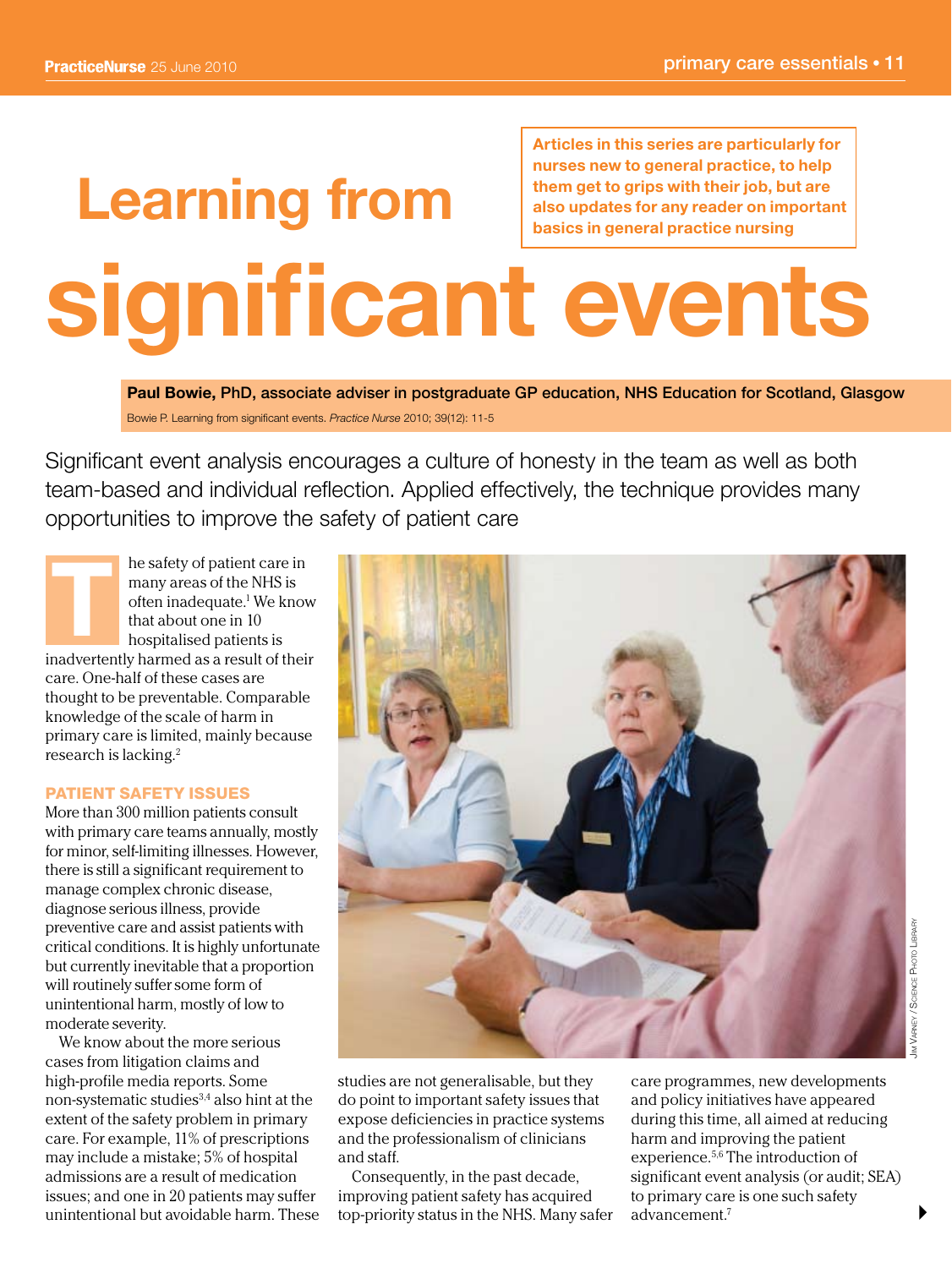# Learning from significant events

**Articles in this series are particularly for nurses new to general practice, to help them get to grips with their job, but are also updates for any reader on important basics in general practice nursing**

**Paul Bowie, PhD, associate adviser in postgraduate GP education, NHS Education for Scotland, Glasgow**

Bowie P. Learning from significant events. *Practice Nurse* 2010; 39(12): 11-5

Significant event analysis encourages a culture of honesty in the team as well as both team-based and individual reflection. Applied effectively, the technique provides many opportunities to improve the safety of patient care

The safety of patient care in many areas of the NHS is often inadequate.[1] We know that about one in 10 hospitalised patients is inadvertently harmed as a result of their care. One-half of these cases are thought to be preventable. Comparable knowledge of the scale of harm in primary care is limited, mainly because research is lacking.[2]

## PATIENT SAFETY ISSUES

More than 300 million patients consult with primary care teams annually, mostly for minor, self-limiting illnesses. However, there is still a significant requirement to manage complex chronic disease, diagnose serious illness, provide preventive care and assist patients with critical conditions. It is highly unfortunate but currently inevitable that a proportion will routinely suffer some form of unintentional harm, mostly of low to moderate severity.

We know about the more serious cases from litigation claims and high-profile media reports. Some non-systematic studies[3,4] also hint at the extent of the safety problem in primary care. For example, 11% of prescriptions may include a mistake; 5% of hospital admissions are a result of medication issues; and one in 20 patients may suffer unintentional but avoidable harm. These studies are not generalisable, but they do point to important safety issues that expose deficiencies in practice systems and the professionalism of clinicians and staff.

Consequently, in the past decade, improving patient safety has acquired top-priority status in the NHS. Many safer care programmes, new developments and policy initiatives have appeared during this time, all aimed at reducing harm and improving the patient experience.[5,6] The introduction of significant event analysis (or audit; SEA) to primary care is one such safety advancement.[7]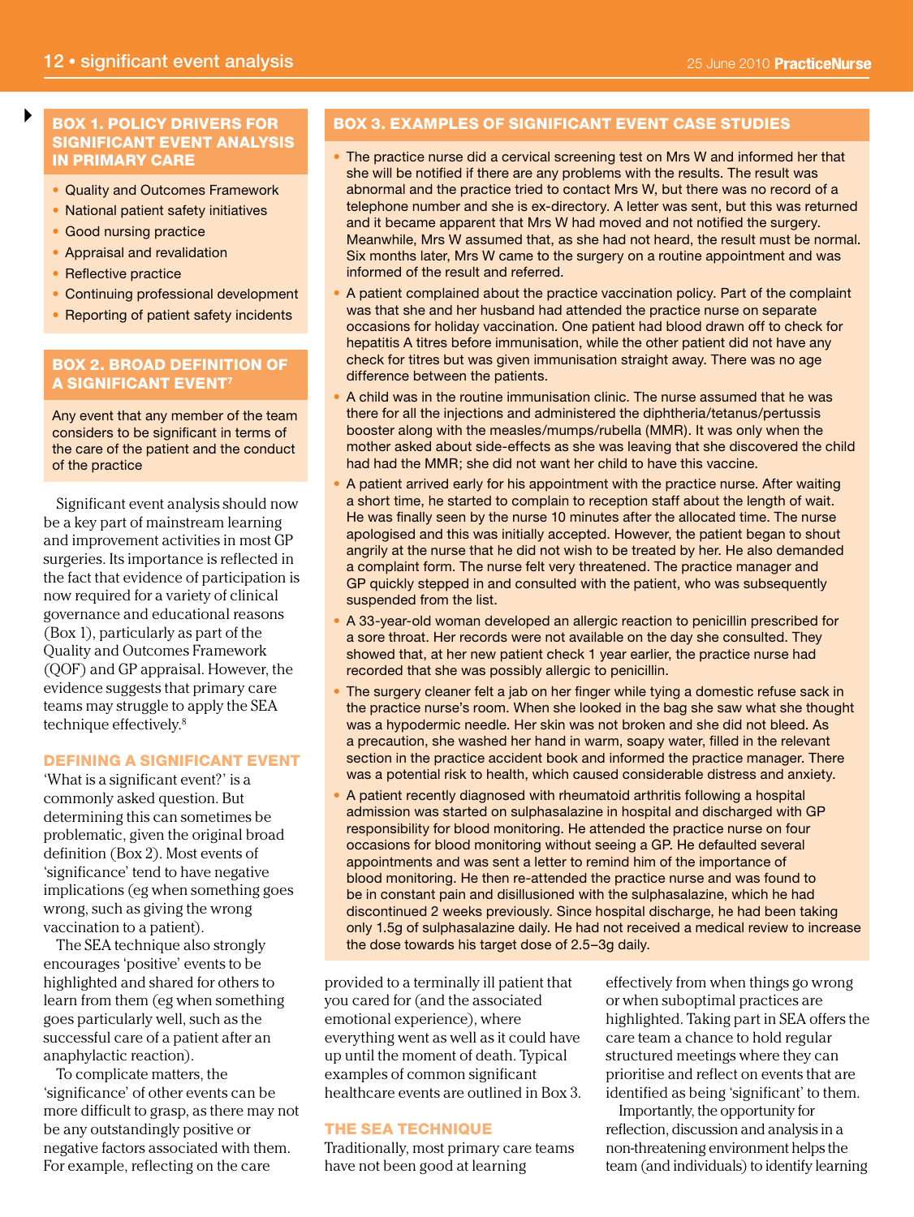### BOX 1. POLICY DRIVERS FOR SIGNIFICANT EVENT ANALYSIS IN PRIMARY CARE

- Quality and Outcomes Framework
- National patient safety initiatives
- Good nursing practice
- Appraisal and revalidation
- Reflective practice
- Continuing professional development
- Reporting of patient safety incidents

### BOX 2. BROAD DEFINITION OF A SIGNIFICANT EVENT[7]

Any event that any member of the team considers to be significant in terms of the care of the patient and the conduct of the practice

Significant event analysis should now be a key part of mainstream learning and improvement activities in most GP surgeries. Its importance is reflected in the fact that evidence of participation is now required for a variety of clinical governance and educational reasons (Box 1), particularly as part of the Quality and Outcomes Framework (QOF) and GP appraisal. However, the evidence suggests that primary care teams may struggle to apply the SEA technique effectively.[8]

## DEFINING A SIGNIFICANT EVENT

'What is a significant event?' is a commonly asked question. But determining this can sometimes be problematic, given the original broad definition (Box 2). Most events of 'significance' tend to have negative implications (eg when something goes wrong, such as giving the wrong vaccination to a patient).

The SEA technique also strongly encourages 'positive' events to be highlighted and shared for others to learn from them (eg when something goes particularly well, such as the successful care of a patient after an anaphylactic reaction).

To complicate matters, the 'significance' of other events can be more difficult to grasp, as there may not be any outstandingly positive or negative factors associated with them. For example, reflecting on the care provided to a terminally ill patient that you cared for (and the associated emotional experience), where everything went as well as it could have up until the moment of death. Typical examples of common significant healthcare events are outlined in Box 3.

### BOX 3. EXAMPLES OF SIGNIFICANT EVENT CASE STUDIES

- The practice nurse did a cervical screening test on Mrs W and informed her that she will be notified if there are any problems with the results. The result was abnormal and the practice tried to contact Mrs W, but there was no record of a telephone number and she is ex-directory. A letter was sent, but this was returned and it became apparent that Mrs W had moved and not notified the surgery. Meanwhile, Mrs W assumed that, as she had not heard, the result must be normal. Six months later, Mrs W came to the surgery on a routine appointment and was informed of the result and referred.
- A patient complained about the practice vaccination policy. Part of the complaint was that she and her husband had attended the practice nurse on separate occasions for holiday vaccination. One patient had blood drawn off to check for hepatitis A titres before immunisation, while the other patient did not have any check for titres but was given immunisation straight away. There was no age difference between the patients.
- A child was in the routine immunisation clinic. The nurse assumed that he was there for all the injections and administered the diphtheria/tetanus/pertussis booster along with the measles/mumps/rubella (MMR). It was only when the mother asked about side-effects as she was leaving that she discovered the child had had the MMR; she did not want her child to have this vaccine.
- A patient arrived early for his appointment with the practice nurse. After waiting a short time, he started to complain to reception staff about the length of wait. He was finally seen by the nurse 10 minutes after the allocated time. The nurse apologised and this was initially accepted. However, the patient began to shout angrily at the nurse that he did not wish to be treated by her. He also demanded a complaint form. The nurse felt very threatened. The practice manager and GP quickly stepped in and consulted with the patient, who was subsequently suspended from the list.
- A 33-year-old woman developed an allergic reaction to penicillin prescribed for a sore throat. Her records were not available on the day she consulted. They showed that, at her new patient check 1 year earlier, the practice nurse had recorded that she was possibly allergic to penicillin.
- The surgery cleaner felt a jab on her finger while tying a domestic refuse sack in the practice nurse's room. When she looked in the bag she saw what she thought was a hypodermic needle. Her skin was not broken and she did not bleed. As a precaution, she washed her hand in warm, soapy water, filled in the relevant section in the practice accident book and informed the practice manager. There was a potential risk to health, which caused considerable distress and anxiety.
- A patient recently diagnosed with rheumatoid arthritis following a hospital admission was started on sulphasalazine in hospital and discharged with GP responsibility for blood monitoring. He attended the practice nurse on four occasions for blood monitoring without seeing a GP. He defaulted several appointments and was sent a letter to remind him of the importance of blood monitoring. He then re-attended the practice nurse and was found to be in constant pain and disillusioned with the sulphasalazine, which he had discontinued 2 weeks previously. Since hospital discharge, he had been taking only 1.5g of sulphasalazine daily. He had not received a medical review to increase the dose towards his target dose of 2.5–3g daily.

## THE SEA TECHNIQUE

Traditionally, most primary care teams have not been good at learning effectively from when things go wrong or when suboptimal practices are highlighted. Taking part in SEA offers the care team a chance to hold regular structured meetings where they can prioritise and reflect on events that are identified as being 'significant' to them.

Importantly, the opportunity for reflection, discussion and analysis in a non-threatening environment helps the team (and individuals) to identify learning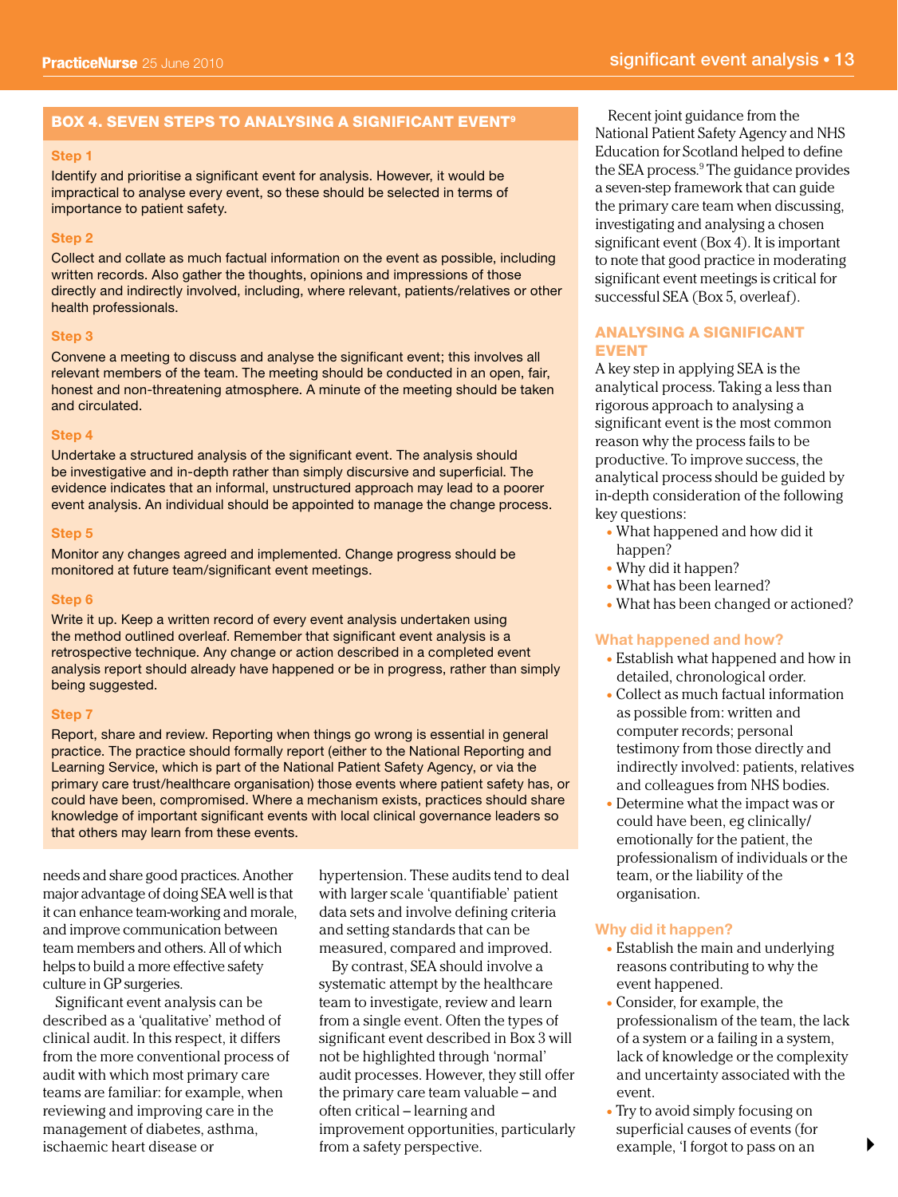## BOX 4. SEVEN STEPS TO ANALYSING A SIGNIFICANT EVENT[9]

**Step 1**

Identify and prioritise a significant event for analysis. However, it would be impractical to analyse every event, so these should be selected in terms of importance to patient safety.

**Step 2**

Collect and collate as much factual information on the event as possible, including written records. Also gather the thoughts, opinions and impressions of those directly and indirectly involved, including, where relevant, patients/relatives or other health professionals.

**Step 3**

Convene a meeting to discuss and analyse the significant event; this involves all relevant members of the team. The meeting should be conducted in an open, fair, honest and non-threatening atmosphere. A minute of the meeting should be taken and circulated.

**Step 4**

Undertake a structured analysis of the significant event. The analysis should be investigative and in-depth rather than simply discursive and superficial. The evidence indicates that an informal, unstructured approach may lead to a poorer event analysis. An individual should be appointed to manage the change process.

**Step 5**

Monitor any changes agreed and implemented. Change progress should be monitored at future team/significant event meetings.

**Step 6**

Write it up. Keep a written record of every event analysis undertaken using the method outlined overleaf. Remember that significant event analysis is a retrospective technique. Any change or action described in a completed event analysis report should already have happened or be in progress, rather than simply being suggested.

**Step 7**

Report, share and review. Reporting when things go wrong is essential in general practice. The practice should formally report (either to the National Reporting and Learning Service, which is part of the National Patient Safety Agency, or via the primary care trust/healthcare organisation) those events where patient safety has, or could have been, compromised. Where a mechanism exists, practices should share knowledge of important significant events with local clinical governance leaders so that others may learn from these events.

---

needs and share good practices. Another major advantage of doing SEA well is that it can enhance team-working and morale, and improve communication between team members and others. All of which helps to build a more effective safety culture in GP surgeries.

Significant event analysis can be described as a 'qualitative' method of clinical audit. In this respect, it differs from the more conventional process of audit with which most primary care teams are familiar: for example, when reviewing and improving care in the management of diabetes, asthma, ischaemic heart disease or hypertension. These audits tend to deal with larger scale 'quantifiable' patient data sets and involve defining criteria and setting standards that can be measured, compared and improved.

By contrast, SEA should involve a systematic attempt by the healthcare team to investigate, review and learn from a single event. Often the types of significant event described in Box 3 will not be highlighted through 'normal' audit processes. However, they still offer the primary care team valuable – and often critical – learning and improvement opportunities, particularly from a safety perspective.

Recent joint guidance from the National Patient Safety Agency and NHS Education for Scotland helped to define the SEA process.[9] The guidance provides a seven-step framework that can guide the primary care team when discussing, investigating and analysing a chosen significant event (Box 4). It is important to note that good practice in moderating significant event meetings is critical for successful SEA (Box 5, overleaf).

## ANALYSING A SIGNIFICANT EVENT

A key step in applying SEA is the analytical process. Taking a less than rigorous approach to analysing a significant event is the most common reason why the process fails to be productive. To improve success, the analytical process should be guided by in-depth consideration of the following key questions:

- What happened and how did it happen?
- Why did it happen?
- What has been learned?
- What has been changed or actioned?

### What happened and how?

- Establish what happened and how in detailed, chronological order.
- Collect as much factual information as possible from: written and computer records; personal testimony from those directly and indirectly involved: patients, relatives and colleagues from NHS bodies.
- Determine what the impact was or could have been, eg clinically/emotionally for the patient, the professionalism of individuals or the team, or the liability of the organisation.

### Why did it happen?

- Establish the main and underlying reasons contributing to why the event happened.
- Consider, for example, the professionalism of the team, the lack of a system or a failing in a system, lack of knowledge or the complexity and uncertainty associated with the event.
- Try to avoid simply focusing on superficial causes of events (for example, 'I forgot to pass on an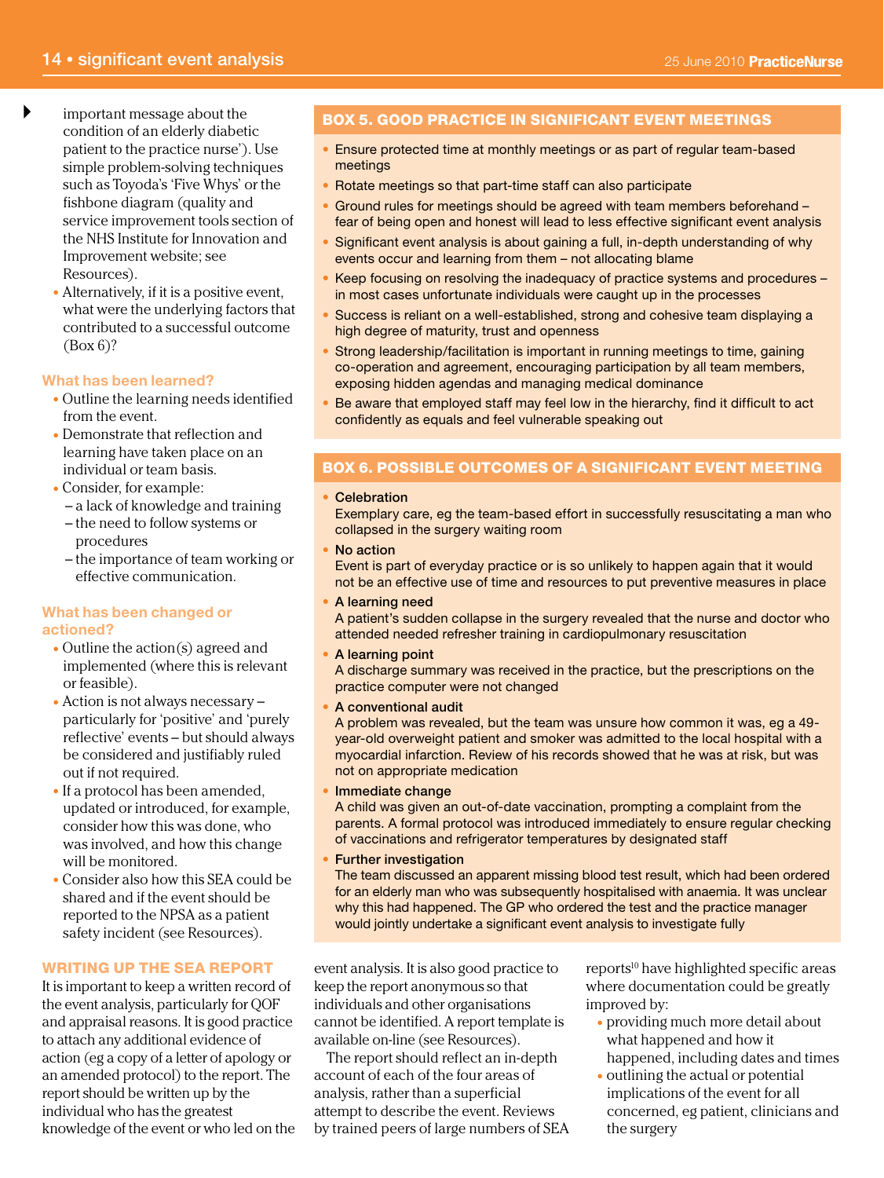important message about the condition of an elderly diabetic patient to the practice nurse'). Use simple problem-solving techniques such as Toyoda's 'Five Whys' or the fishbone diagram (quality and service improvement tools section of the NHS Institute for Innovation and Improvement website; see Resources).

- Alternatively, if it is a positive event, what were the underlying factors that contributed to a successful outcome (Box 6)?

### What has been learned?

- Outline the learning needs identified from the event.
- Demonstrate that reflection and learning have taken place on an individual or team basis.
- Consider, for example:
  - a lack of knowledge and training
  - the need to follow systems or procedures
  - the importance of team working or effective communication.

### What has been changed or actioned?

- Outline the action(s) agreed and implemented (where this is relevant or feasible).
- Action is not always necessary – particularly for 'positive' and 'purely reflective' events – but should always be considered and justifiably ruled out if not required.
- If a protocol has been amended, updated or introduced, for example, consider how this was done, who was involved, and how this change will be monitored.
- Consider also how this SEA could be shared and if the event should be reported to the NPSA as a patient safety incident (see Resources).

## WRITING UP THE SEA REPORT

It is important to keep a written record of the event analysis, particularly for QOF and appraisal reasons. It is good practice to attach any additional evidence of action (eg a copy of a letter of apology or an amended protocol) to the report. The report should be written up by the individual who has the greatest knowledge of the event or who led on the event analysis. It is also good practice to keep the report anonymous so that individuals and other organisations cannot be identified. A report template is available on-line (see Resources).

The report should reflect an in-depth account of each of the four areas of analysis, rather than a superficial attempt to describe the event. Reviews by trained peers of large numbers of SEA reports[10] have highlighted specific areas where documentation could be greatly improved by:

- providing much more detail about what happened and how it happened, including dates and times
- outlining the actual or potential implications of the event for all concerned, eg patient, clinicians and the surgery

### BOX 5. GOOD PRACTICE IN SIGNIFICANT EVENT MEETINGS

- Ensure protected time at monthly meetings or as part of regular team-based meetings
- Rotate meetings so that part-time staff can also participate
- Ground rules for meetings should be agreed with team members beforehand – fear of being open and honest will lead to less effective significant event analysis
- Significant event analysis is about gaining a full, in-depth understanding of why events occur and learning from them – not allocating blame
- Keep focusing on resolving the inadequacy of practice systems and procedures – in most cases unfortunate individuals were caught up in the processes
- Success is reliant on a well-established, strong and cohesive team displaying a high degree of maturity, trust and openness
- Strong leadership/facilitation is important in running meetings to time, gaining co-operation and agreement, encouraging participation by all team members, exposing hidden agendas and managing medical dominance
- Be aware that employed staff may feel low in the hierarchy, find it difficult to act confidently as equals and feel vulnerable speaking out

### BOX 6. POSSIBLE OUTCOMES OF A SIGNIFICANT EVENT MEETING

- **Celebration**
  Exemplary care, eg the team-based effort in successfully resuscitating a man who collapsed in the surgery waiting room
- **No action**
  Event is part of everyday practice or is so unlikely to happen again that it would not be an effective use of time and resources to put preventive measures in place
- **A learning need**
  A patient's sudden collapse in the surgery revealed that the nurse and doctor who attended needed refresher training in cardiopulmonary resuscitation
- **A learning point**
  A discharge summary was received in the practice, but the prescriptions on the practice computer were not changed
- **A conventional audit**
  A problem was revealed, but the team was unsure how common it was, eg a 49-year-old overweight patient and smoker was admitted to the local hospital with a myocardial infarction. Review of his records showed that he was at risk, but was not on appropriate medication
- **Immediate change**
  A child was given an out-of-date vaccination, prompting a complaint from the parents. A formal protocol was introduced immediately to ensure regular checking of vaccinations and refrigerator temperatures by designated staff
- **Further investigation**
  The team discussed an apparent missing blood test result, which had been ordered for an elderly man who was subsequently hospitalised with anaemia. It was unclear why this had happened. The GP who ordered the test and the practice manager would jointly undertake a significant event analysis to investigate fully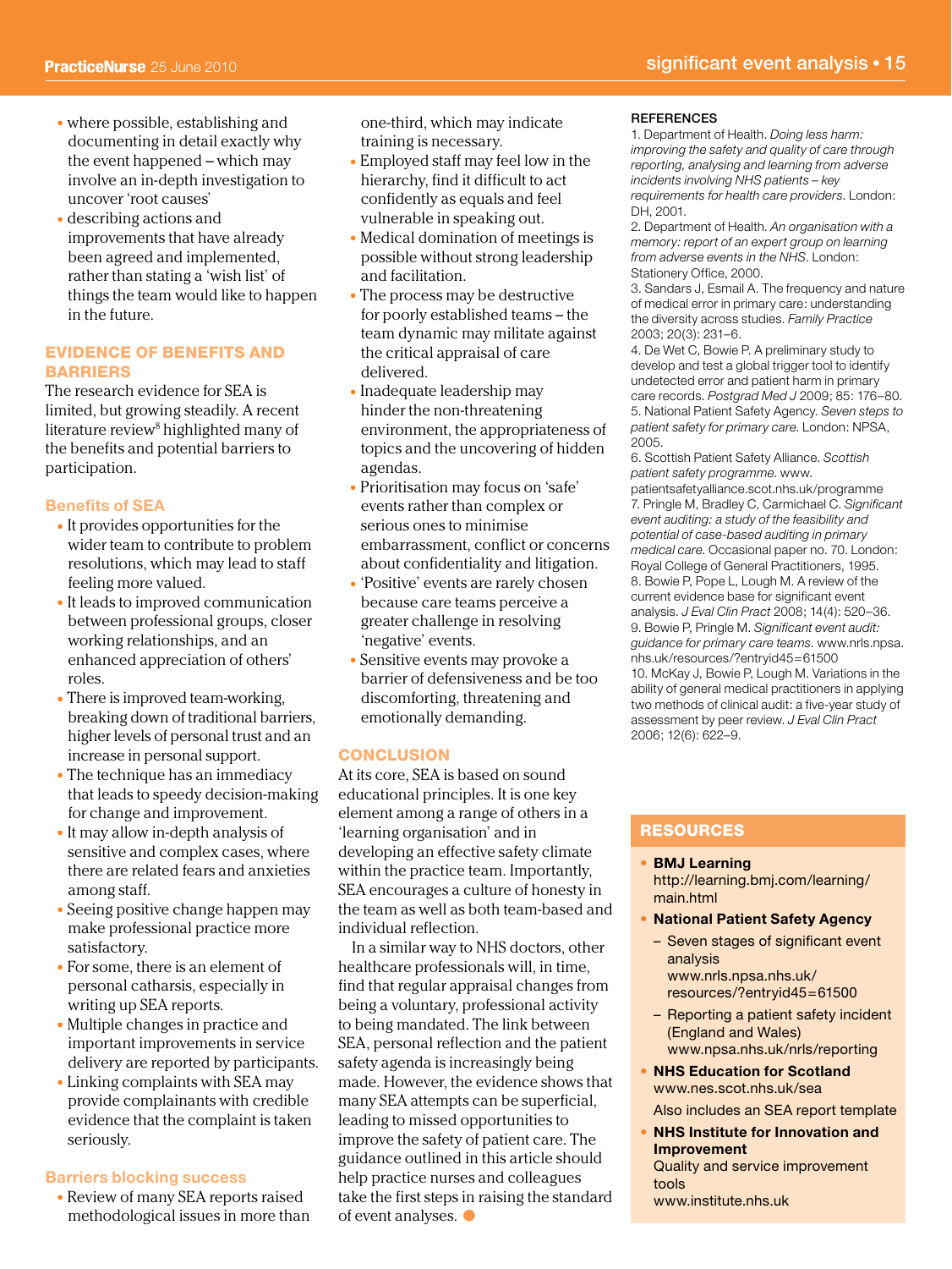- where possible, establishing and documenting in detail exactly why the event happened – which may involve an in-depth investigation to uncover 'root causes'
- describing actions and improvements that have already been agreed and implemented, rather than stating a 'wish list' of things the team would like to happen in the future.

## EVIDENCE OF BENEFITS AND BARRIERS

The research evidence for SEA is limited, but growing steadily. A recent literature review[8] highlighted many of the benefits and potential barriers to participation.

### Benefits of SEA

- It provides opportunities for the wider team to contribute to problem resolutions, which may lead to staff feeling more valued.
- It leads to improved communication between professional groups, closer working relationships, and an enhanced appreciation of others' roles.
- There is improved team-working, breaking down of traditional barriers, higher levels of personal trust and an increase in personal support.
- The technique has an immediacy that leads to speedy decision-making for change and improvement.
- It may allow in-depth analysis of sensitive and complex cases, where there are related fears and anxieties among staff.
- Seeing positive change happen may make professional practice more satisfactory.
- For some, there is an element of personal catharsis, especially in writing up SEA reports.
- Multiple changes in practice and important improvements in service delivery are reported by participants.
- Linking complaints with SEA may provide complainants with credible evidence that the complaint is taken seriously.

### Barriers blocking success

- Review of many SEA reports raised methodological issues in more than one-third, which may indicate training is necessary.
- Employed staff may feel low in the hierarchy, find it difficult to act confidently as equals and feel vulnerable in speaking out.
- Medical domination of meetings is possible without strong leadership and facilitation.
- The process may be destructive for poorly established teams – the team dynamic may militate against the critical appraisal of care delivered.
- Inadequate leadership may hinder the non-threatening environment, the appropriateness of topics and the uncovering of hidden agendas.
- Prioritisation may focus on 'safe' events rather than complex or serious ones to minimise embarrassment, conflict or concerns about confidentiality and litigation.
- 'Positive' events are rarely chosen because care teams perceive a greater challenge in resolving 'negative' events.
- Sensitive events may provoke a barrier of defensiveness and be too discomforting, threatening and emotionally demanding.

## CONCLUSION

At its core, SEA is based on sound educational principles. It is one key element among a range of others in a 'learning organisation' and in developing an effective safety climate within the practice team. Importantly, SEA encourages a culture of honesty in the team as well as both team-based and individual reflection.

In a similar way to NHS doctors, other healthcare professionals will, in time, find that regular appraisal changes from being a voluntary, professional activity to being mandated. The link between SEA, personal reflection and the patient safety agenda is increasingly being made. However, the evidence shows that many SEA attempts can be superficial, leading to missed opportunities to improve the safety of patient care. The guidance outlined in this article should help practice nurses and colleagues take the first steps in raising the standard of event analyses.

## REFERENCES

1. Department of Health. *Doing less harm: improving the safety and quality of care through reporting, analysing and learning from adverse incidents involving NHS patients – key requirements for health care providers*. London: DH, 2001.
2. Department of Health. *An organisation with a memory: report of an expert group on learning from adverse events in the NHS*. London: Stationery Office, 2000.
3. Sandars J, Esmail A. The frequency and nature of medical error in primary care: understanding the diversity across studies. *Family Practice* 2003; 20(3): 231–6.
4. De Wet C, Bowie P. A preliminary study to develop and test a global trigger tool to identify undetected error and patient harm in primary care records. *Postgrad Med J* 2009; 85: 176–80.
5. National Patient Safety Agency. *Seven steps to patient safety for primary care*. London: NPSA, 2005.
6. Scottish Patient Safety Alliance. *Scottish patient safety programme*. www.patientsafetyalliance.scot.nhs.uk/programme
7. Pringle M, Bradley C, Carmichael C. *Significant event auditing: a study of the feasibility and potential of case-based auditing in primary medical care*. Occasional paper no. 70. London: Royal College of General Practitioners, 1995.
8. Bowie P, Pope L, Lough M. A review of the current evidence base for significant event analysis. *J Eval Clin Pract* 2008; 14(4): 520–36.
9. Bowie P, Pringle M. *Significant event audit: guidance for primary care teams*. www.nrls.npsa.nhs.uk/resources/?entryid45=61500
10. McKay J, Bowie P, Lough M. Variations in the ability of general medical practitioners in applying two methods of clinical audit: a five-year study of assessment by peer review. *J Eval Clin Pract* 2006; 12(6): 622–9.

## RESOURCES

- **BMJ Learning**
  http://learning.bmj.com/learning/main.html
- **National Patient Safety Agency**
  - Seven stages of significant event analysis
    www.nrls.npsa.nhs.uk/resources/?entryid45=61500
  - Reporting a patient safety incident (England and Wales)
    www.npsa.nhs.uk/nrls/reporting
- **NHS Education for Scotland**
  www.nes.scot.nhs.uk/sea
  Also includes an SEA report template
- **NHS Institute for Innovation and Improvement**
  Quality and service improvement tools
  www.institute.nhs.uk